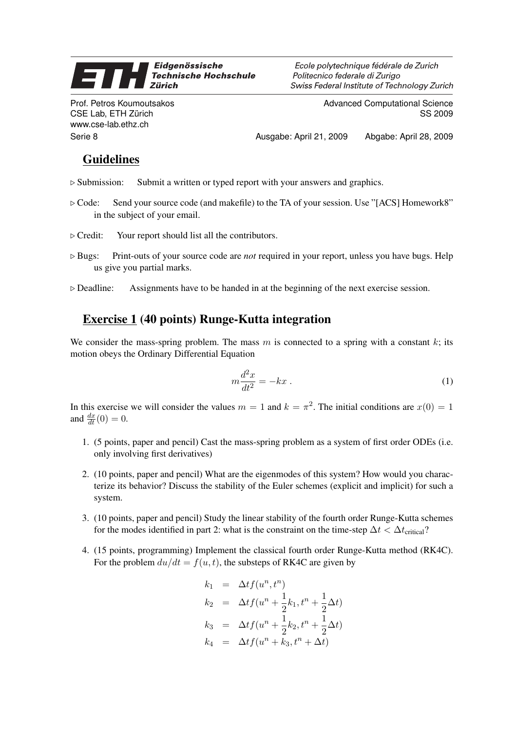Eidgenössische Technische Hochschule Zürich | Ecole polytechnique fédérale de Zurich | Politecnico federale di Zurigo | Swiss Federal Institute of Technology Zurich

Prof. Petros Koumoutsakos  
CSE Lab, ETH Zürich  
www.cse-lab.ethz.ch

Advanced Computational Science  
SS 2009

Serie 8 — Ausgabe: April 21, 2009 — Abgabe: April 28, 2009

## Guidelines

▷ Submission: Submit a written or typed report with your answers and graphics.

▷ Code: Send your source code (and makefile) to the TA of your session. Use "[ACS] Homework8" in the subject of your email.

▷ Credit: Your report should list all the contributors.

▷ Bugs: Print-outs of your source code are *not* required in your report, unless you have bugs. Help us give you partial marks.

▷ Deadline: Assignments have to be handed in at the beginning of the next exercise session.

## Exercise 1 (40 points) Runge-Kutta integration

We consider the mass-spring problem. The mass $m$ is connected to a spring with a constant $k$; its motion obeys the Ordinary Differential Equation

$$m\frac{d^2x}{dt^2} = -kx \; . \tag{1}$$

In this exercise we will consider the values $m = 1$ and $k = \pi^2$. The initial conditions are $x(0) = 1$ and $\frac{dx}{dt}(0) = 0$.

1. (5 points, paper and pencil) Cast the mass-spring problem as a system of first order ODEs (i.e. only involving first derivatives)

2. (10 points, paper and pencil) What are the eigenmodes of this system? How would you characterize its behavior? Discuss the stability of the Euler schemes (explicit and implicit) for such a system.

3. (10 points, paper and pencil) Study the linear stability of the fourth order Runge-Kutta schemes for the modes identified in part 2: what is the constraint on the time-step $\Delta t < \Delta t_{\text{critical}}$?

4. (15 points, programming) Implement the classical fourth order Runge-Kutta method (RK4C). For the problem $du/dt = f(u,t)$, the substeps of RK4C are given by

$$\begin{aligned}
k_1 &= \Delta t f(u^n, t^n) \\
k_2 &= \Delta t f(u^n + \frac{1}{2}k_1, t^n + \frac{1}{2}\Delta t) \\
k_3 &= \Delta t f(u^n + \frac{1}{2}k_2, t^n + \frac{1}{2}\Delta t) \\
k_4 &= \Delta t f(u^n + k_3, t^n + \Delta t)
\end{aligned}$$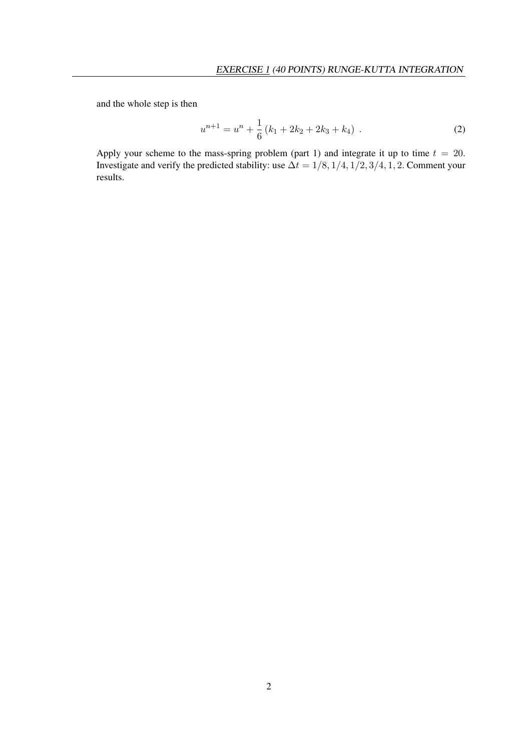and the whole step is then

$$u^{n+1} = u^n + \frac{1}{6}\left(k_1 + 2k_2 + 2k_3 + k_4\right) \ . \tag{2}$$

Apply your scheme to the mass-spring problem (part 1) and integrate it up to time $t = 20$. Investigate and verify the predicted stability: use $\Delta t = 1/8, 1/4, 1/2, 3/4, 1, 2$. Comment your results.